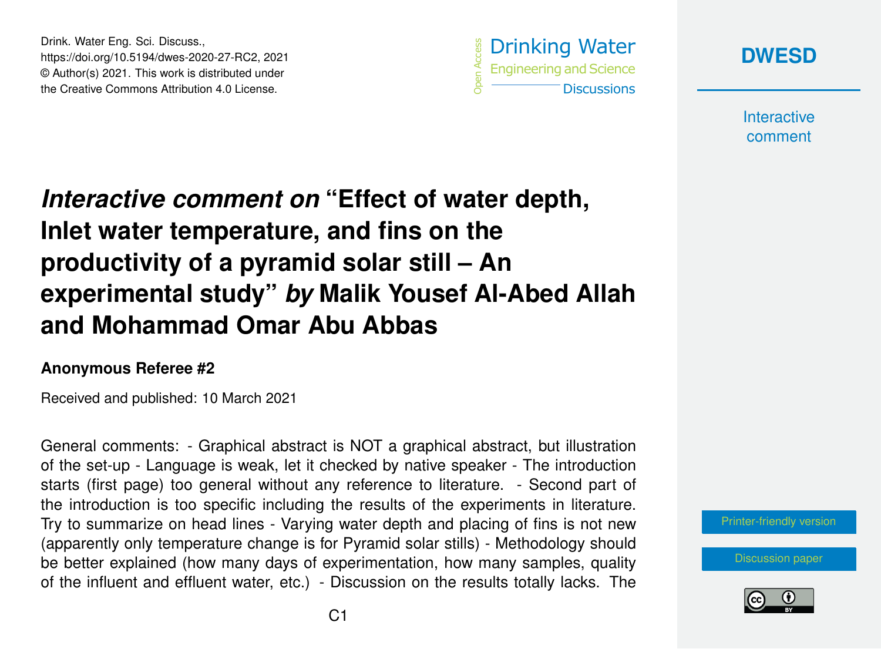# *Interactive comment on* "Effect of water depth, Inlet water temperature, and fins on the productivity of a pyramid solar still – An experimental study" *by* Malik Yousef Al-Abed Allah and Mohammad Omar Abu Abbas

**Anonymous Referee #2**

Received and published: 10 March 2021

General comments: - Graphical abstract is NOT a graphical abstract, but illustration of the set-up - Language is weak, let it checked by native speaker - The introduction starts (first page) too general without any reference to literature. - Second part of the introduction is too specific including the results of the experiments in literature. Try to summarize on head lines - Varying water depth and placing of fins is not new (apparently only temperature change is for Pyramid solar stills) - Methodology should be better explained (how many days of experimentation, how many samples, quality of the influent and effluent water, etc.) - Discussion on the results totally lacks. The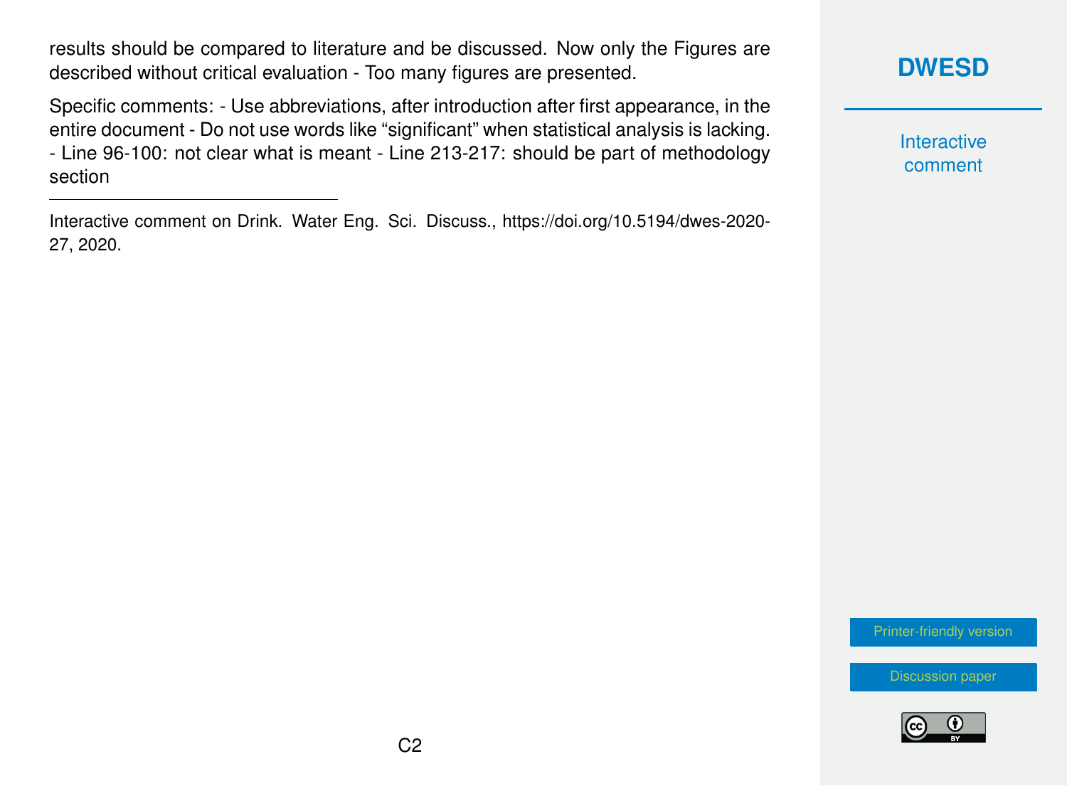results should be compared to literature and be discussed. Now only the Figures are described without critical evaluation - Too many figures are presented.

Specific comments: - Use abbreviations, after introduction after first appearance, in the entire document - Do not use words like "significant" when statistical analysis is lacking. - Line 96-100: not clear what is meant - Line 213-217: should be part of methodology section

---

Interactive comment on Drink. Water Eng. Sci. Discuss., https://doi.org/10.5194/dwes-2020-27, 2020.